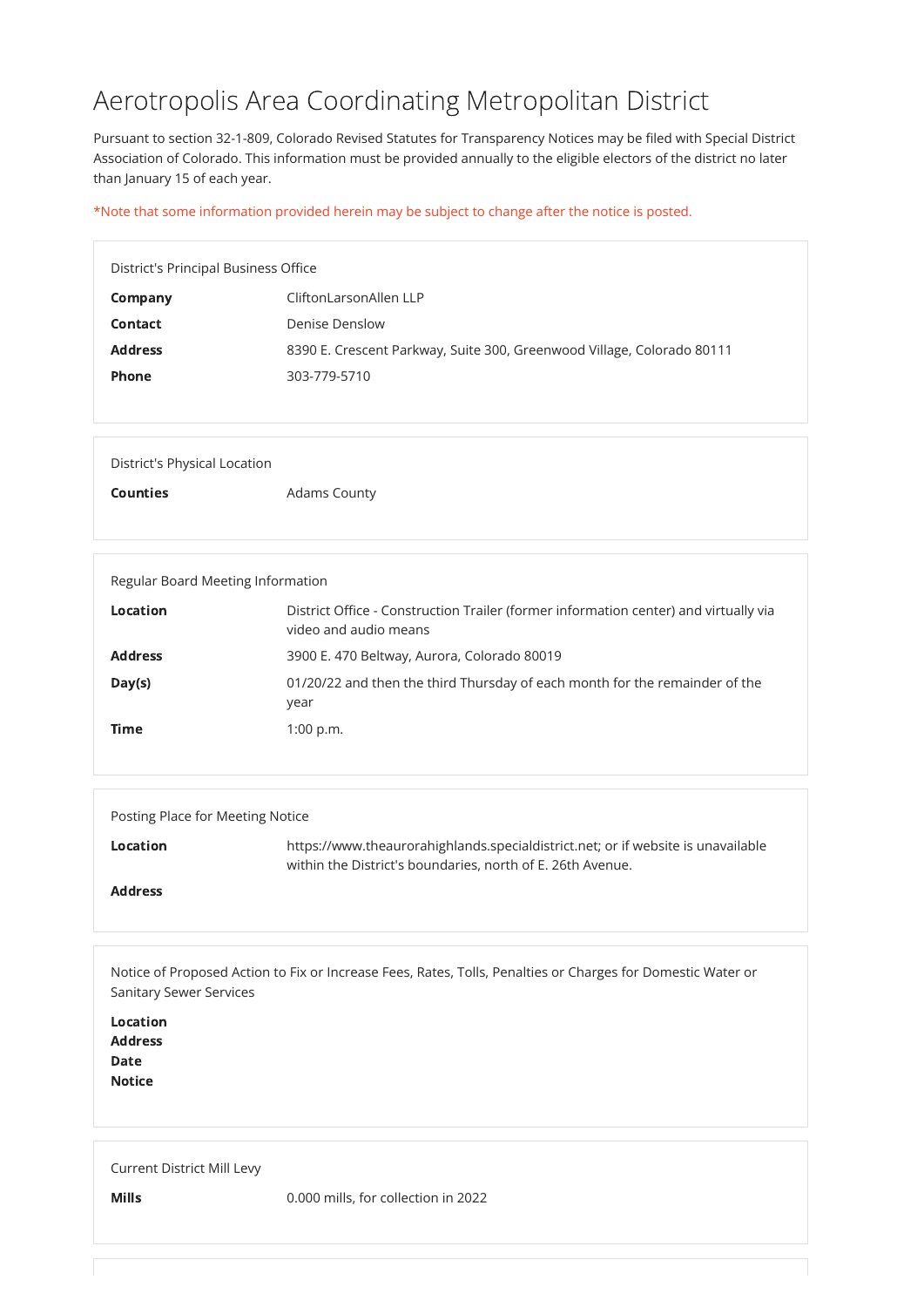# Aerotropolis Area Coordinating Metropolitan District

Pursuant to section 32-1-809, Colorado Revised Statutes for Transparency Notices may be filed with Special District Association of Colorado. This information must be provided annually to the eligible electors of the district no later than January 15 of each year.

*Note that some information provided herein may be subject to change after the notice is posted.

## District's Principal Business Office

| | |
|---|---|
| **Company** | CliftonLarsonAllen LLP |
| **Contact** | Denise Denslow |
| **Address** | 8390 E. Crescent Parkway, Suite 300, Greenwood Village, Colorado 80111 |
| **Phone** | 303-779-5710 |

## District's Physical Location

| | |
|---|---|
| **Counties** | Adams County |

## Regular Board Meeting Information

| | |
|---|---|
| **Location** | District Office - Construction Trailer (former information center) and virtually via video and audio means |
| **Address** | 3900 E. 470 Beltway, Aurora, Colorado 80019 |
| **Day(s)** | 01/20/22 and then the third Thursday of each month for the remainder of the year |
| **Time** | 1:00 p.m. |

## Posting Place for Meeting Notice

| | |
|---|---|
| **Location** | https://www.theaurorahighlands.specialdistrict.net; or if website is unavailable within the District's boundaries, north of E. 26th Avenue. |
| **Address** | |

## Notice of Proposed Action to Fix or Increase Fees, Rates, Tolls, Penalties or Charges for Domestic Water or Sanitary Sewer Services

| | |
|---|---|
| **Location** | |
| **Address** | |
| **Date** | |
| **Notice** | |

## Current District Mill Levy

| | |
|---|---|
| **Mills** | 0.000 mills, for collection in 2022 |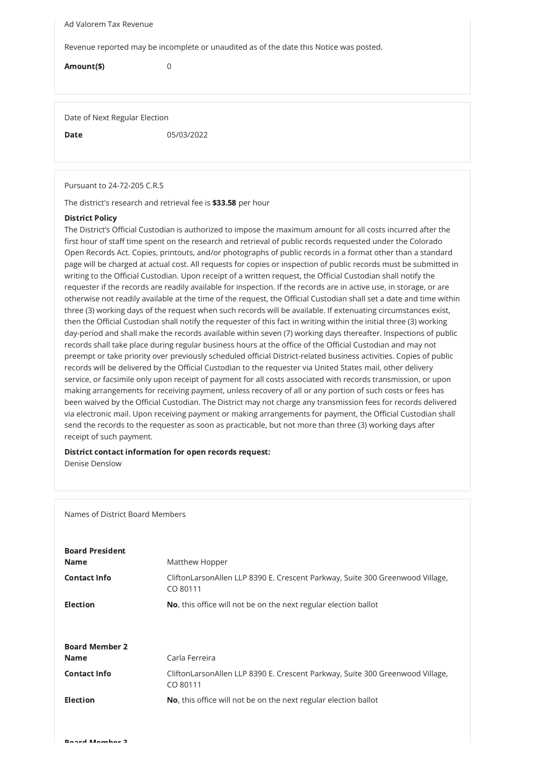Ad Valorem Tax Revenue

Revenue reported may be incomplete or unaudited as of the date this Notice was posted.

**Amount($)** 0

Date of Next Regular Election

**Date** 05/03/2022

Pursuant to 24-72-205 C.R.S

The district's research and retrieval fee is **$33.58** per hour

**District Policy**

The District's Official Custodian is authorized to impose the maximum amount for all costs incurred after the first hour of staff time spent on the research and retrieval of public records requested under the Colorado Open Records Act. Copies, printouts, and/or photographs of public records in a format other than a standard page will be charged at actual cost. All requests for copies or inspection of public records must be submitted in writing to the Official Custodian. Upon receipt of a written request, the Official Custodian shall notify the requester if the records are readily available for inspection. If the records are in active use, in storage, or are otherwise not readily available at the time of the request, the Official Custodian shall set a date and time within three (3) working days of the request when such records will be available. If extenuating circumstances exist, then the Official Custodian shall notify the requester of this fact in writing within the initial three (3) working day-period and shall make the records available within seven (7) working days thereafter. Inspections of public records shall take place during regular business hours at the office of the Official Custodian and may not preempt or take priority over previously scheduled official District-related business activities. Copies of public records will be delivered by the Official Custodian to the requester via United States mail, other delivery service, or facsimile only upon receipt of payment for all costs associated with records transmission, or upon making arrangements for receiving payment, unless recovery of all or any portion of such costs or fees has been waived by the Official Custodian. The District may not charge any transmission fees for records delivered via electronic mail. Upon receiving payment or making arrangements for payment, the Official Custodian shall send the records to the requester as soon as practicable, but not more than three (3) working days after receipt of such payment.

**District contact information for open records request:**

Denise Denslow

Names of District Board Members

**Board President**

| | |
|---|---|
| **Name** | Matthew Hopper |
| **Contact Info** | CliftonLarsonAllen LLP 8390 E. Crescent Parkway, Suite 300 Greenwood Village, CO 80111 |
| **Election** | **No**, this office will not be on the next regular election ballot |

**Board Member 2**

| | |
|---|---|
| **Name** | Carla Ferreira |
| **Contact Info** | CliftonLarsonAllen LLP 8390 E. Crescent Parkway, Suite 300 Greenwood Village, CO 80111 |
| **Election** | **No**, this office will not be on the next regular election ballot |

**Board Member 3**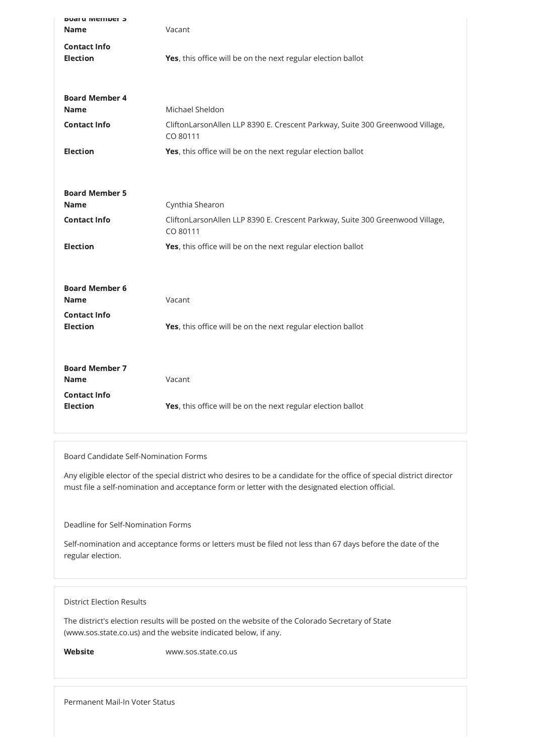**Board Member 3**

| | |
|---|---|
| **Name** | Vacant |
| **Contact Info** | |
| **Election** | **Yes**, this office will be on the next regular election ballot |

**Board Member 4**

| | |
|---|---|
| **Name** | Michael Sheldon |
| **Contact Info** | CliftonLarsonAllen LLP 8390 E. Crescent Parkway, Suite 300 Greenwood Village, CO 80111 |
| **Election** | **Yes**, this office will be on the next regular election ballot |

**Board Member 5**

| | |
|---|---|
| **Name** | Cynthia Shearon |
| **Contact Info** | CliftonLarsonAllen LLP 8390 E. Crescent Parkway, Suite 300 Greenwood Village, CO 80111 |
| **Election** | **Yes**, this office will be on the next regular election ballot |

**Board Member 6**

| | |
|---|---|
| **Name** | Vacant |
| **Contact Info** | |
| **Election** | **Yes**, this office will be on the next regular election ballot |

**Board Member 7**

| | |
|---|---|
| **Name** | Vacant |
| **Contact Info** | |
| **Election** | **Yes**, this office will be on the next regular election ballot |

Board Candidate Self-Nomination Forms

Any eligible elector of the special district who desires to be a candidate for the office of special district director must file a self-nomination and acceptance form or letter with the designated election official.

Deadline for Self-Nomination Forms

Self-nomination and acceptance forms or letters must be filed not less than 67 days before the date of the regular election.

District Election Results

The district's election results will be posted on the website of the Colorado Secretary of State (www.sos.state.co.us) and the website indicated below, if any.

| | |
|---|---|
| **Website** | www.sos.state.co.us |

Permanent Mail-In Voter Status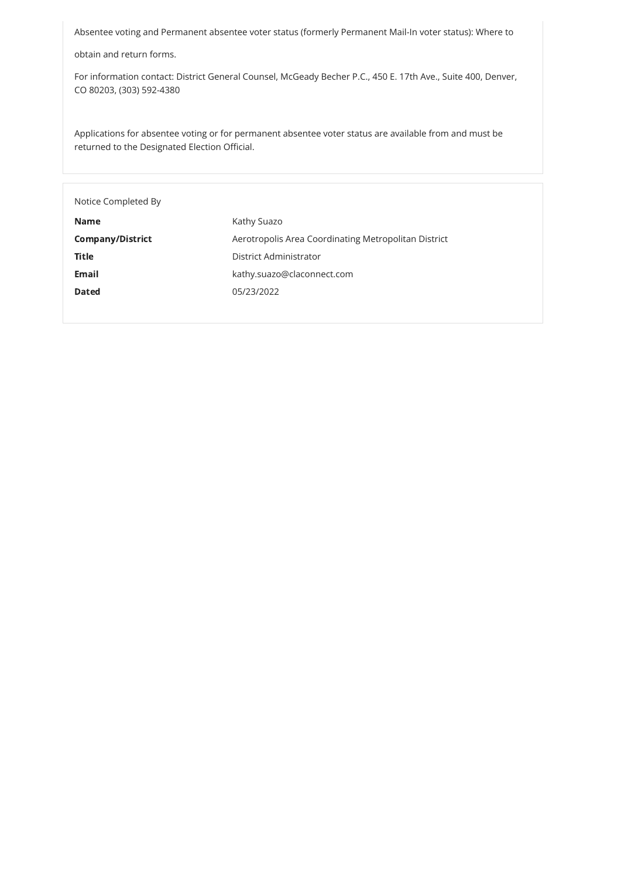Absentee voting and Permanent absentee voter status (formerly Permanent Mail-In voter status): Where to obtain and return forms.

For information contact: District General Counsel, McGeady Becher P.C., 450 E. 17th Ave., Suite 400, Denver, CO 80203, (303) 592-4380

Applications for absentee voting or for permanent absentee voter status are available from and must be returned to the Designated Election Official.

Notice Completed By

| | |
|---|---|
| **Name** | Kathy Suazo |
| **Company/District** | Aerotropolis Area Coordinating Metropolitan District |
| **Title** | District Administrator |
| **Email** | kathy.suazo@claconnect.com |
| **Dated** | 05/23/2022 |